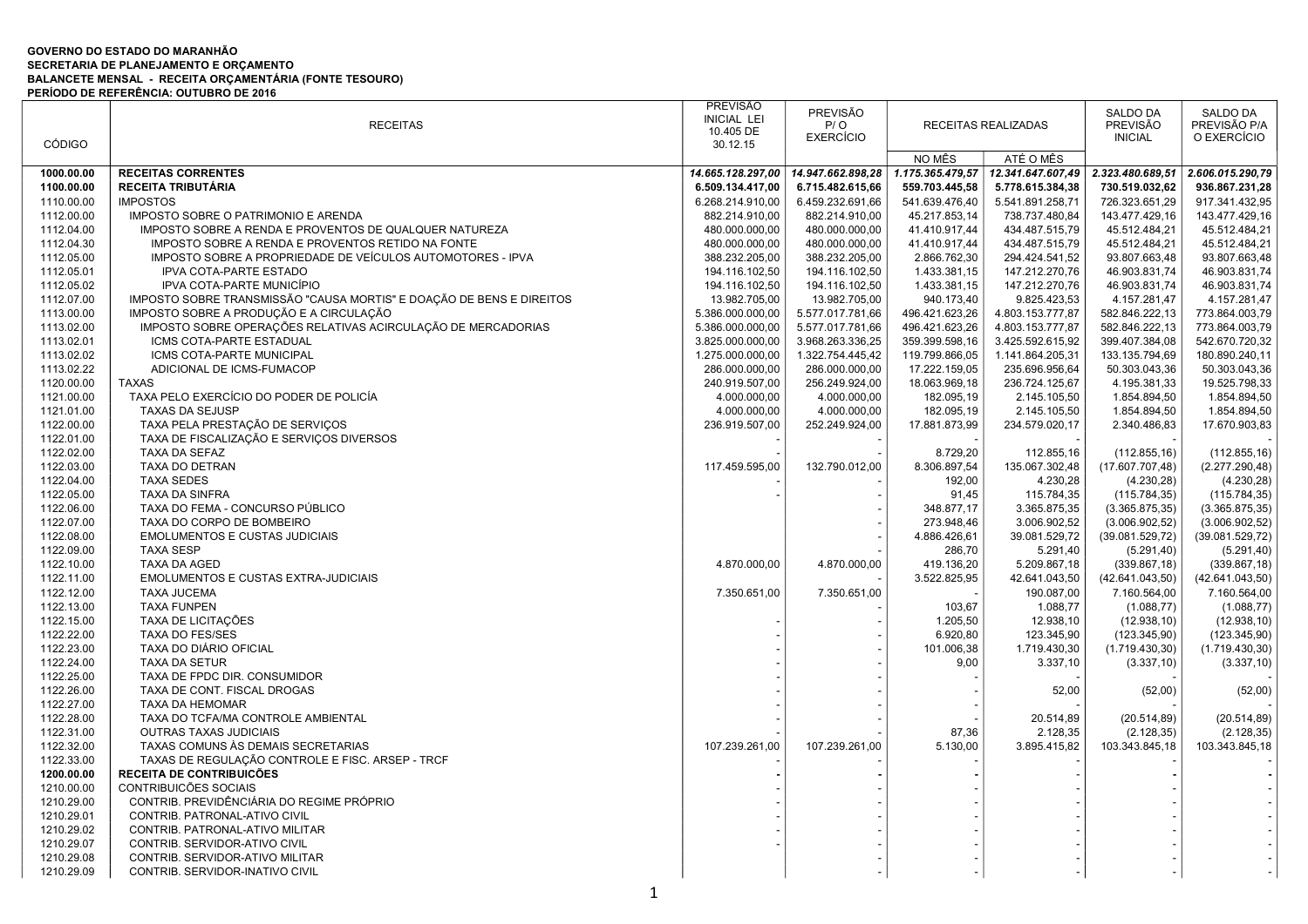**GOVERNO DO ESTADO DO MARANHÃO**
**SECRETARIA DE PLANEJAMENTO E ORÇAMENTO**
**BALANCETE MENSAL - RECEITA ORÇAMENTÁRIA (FONTE TESOURO)**
**PERÍODO DE REFERÊNCIA: OUTUBRO DE 2016**

| CÓDIGO | RECEITAS | PREVISÃO INICIAL LEI 10.405 DE 30.12.15 | PREVISÃO P/ O EXERCÍCIO | RECEITAS REALIZADAS | | SALDO DA PREVISÃO INICIAL | SALDO DA PREVISÃO P/A O EXERCÍCIO |
|---|---|---|---|---|---|---|---|
| | | | | NO MÊS | ATÉ O MÊS | | |
| **1000.00.00** | **RECEITAS CORRENTES** | ***14.665.128.297,00*** | ***14.947.662.898,28*** | ***1.175.365.479,57*** | ***12.341.647.607,49*** | ***2.323.480.689,51*** | ***2.606.015.290,79*** |
| **1100.00.00** | **RECEITA TRIBUTÁRIA** | **6.509.134.417,00** | **6.715.482.615,66** | **559.703.445,58** | **5.778.615.384,38** | **730.519.032,62** | **936.867.231,28** |
| 1110.00.00 | IMPOSTOS | 6.268.214.910,00 | 6.459.232.691,66 | 541.639.476,40 | 5.541.891.258,71 | 726.323.651,29 | 917.341.432,95 |
| 1112.00.00 | IMPOSTO SOBRE O PATRIMONIO E ARENDA | 882.214.910,00 | 882.214.910,00 | 45.217.853,14 | 738.737.480,84 | 143.477.429,16 | 143.477.429,16 |
| 1112.04.00 | IMPOSTO SOBRE A RENDA E PROVENTOS DE QUALQUER NATUREZA | 480.000.000,00 | 480.000.000,00 | 41.410.917,44 | 434.487.515,79 | 45.512.484,21 | 45.512.484,21 |
| 1112.04.30 | IMPOSTO SOBRE A RENDA E PROVENTOS RETIDO NA FONTE | 480.000.000,00 | 480.000.000,00 | 41.410.917,44 | 434.487.515,79 | 45.512.484,21 | 45.512.484,21 |
| 1112.05.00 | IMPOSTO SOBRE A PROPRIEDADE DE VEÍCULOS AUTOMOTORES - IPVA | 388.232.205,00 | 388.232.205,00 | 2.866.762,30 | 294.424.541,52 | 93.807.663,48 | 93.807.663,48 |
| 1112.05.01 | IPVA COTA-PARTE ESTADO | 194.116.102,50 | 194.116.102,50 | 1.433.381,15 | 147.212.270,76 | 46.903.831,74 | 46.903.831,74 |
| 1112.05.02 | IPVA COTA-PARTE MUNICÍPIO | 194.116.102,50 | 194.116.102,50 | 1.433.381,15 | 147.212.270,76 | 46.903.831,74 | 46.903.831,74 |
| 1112.07.00 | IMPOSTO SOBRE TRANSMISSÃO "CAUSA MORTIS" E DOAÇÃO DE BENS E DIREITOS | 13.982.705,00 | 13.982.705,00 | 940.173,40 | 9.825.423,53 | 4.157.281,47 | 4.157.281,47 |
| 1113.00.00 | IMPOSTO SOBRE A PRODUÇÃO E A CIRCULAÇÃO | 5.386.000.000,00 | 5.577.017.781,66 | 496.421.623,26 | 4.803.153.777,87 | 582.846.222,13 | 773.864.003,79 |
| 1113.02.00 | IMPOSTO SOBRE OPERAÇÕES RELATIVAS ACIRCULAÇÃO DE MERCADORIAS | 5.386.000.000,00 | 5.577.017.781,66 | 496.421.623,26 | 4.803.153.777,87 | 582.846.222,13 | 773.864.003,79 |
| 1113.02.01 | ICMS COTA-PARTE ESTADUAL | 3.825.000.000,00 | 3.968.263.336,25 | 359.399.598,16 | 3.425.592.615,92 | 399.407.384,08 | 542.670.720,32 |
| 1113.02.02 | ICMS COTA-PARTE MUNICIPAL | 1.275.000.000,00 | 1.322.754.445,42 | 119.799.866,05 | 1.141.864.205,31 | 133.135.794,69 | 180.890.240,11 |
| 1113.02.22 | ADICIONAL DE ICMS-FUMACOP | 286.000.000,00 | 286.000.000,00 | 17.222.159,05 | 235.696.956,64 | 50.303.043,36 | 50.303.043,36 |
| 1120.00.00 | TAXAS | 240.919.507,00 | 256.249.924,00 | 18.063.969,18 | 236.724.125,67 | 4.195.381,33 | 19.525.798,33 |
| 1121.00.00 | TAXA PELO EXERCÍCIO DO PODER DE POLICÍA | 4.000.000,00 | 4.000.000,00 | 182.095,19 | 2.145.105,50 | 1.854.894,50 | 1.854.894,50 |
| 1121.01.00 | TAXAS DA SEJUSP | 4.000.000,00 | 4.000.000,00 | 182.095,19 | 2.145.105,50 | 1.854.894,50 | 1.854.894,50 |
| 1122.00.00 | TAXA PELA PRESTAÇÃO DE SERVIÇOS | 236.919.507,00 | 252.249.924,00 | 17.881.873,99 | 234.579.020,17 | 2.340.486,83 | 17.670.903,83 |
| 1122.01.00 | TAXA DE FISCALIZAÇÃO E SERVIÇOS DIVERSOS | - | - | - | - | - | - |
| 1122.02.00 | TAXA DA SEFAZ | - | - | 8.729,20 | 112.855,16 | (112.855,16) | (112.855,16) |
| 1122.03.00 | TAXA DO DETRAN | 117.459.595,00 | 132.790.012,00 | 8.306.897,54 | 135.067.302,48 | (17.607.707,48) | (2.277.290,48) |
| 1122.04.00 | TAXA SEDES | - | - | 192,00 | 4.230,28 | (4.230,28) | (4.230,28) |
| 1122.05.00 | TAXA DA SINFRA | - | - | 91,45 | 115.784,35 | (115.784,35) | (115.784,35) |
| 1122.06.00 | TAXA DO FEMA - CONCURSO PÚBLICO | | - | 348.877,17 | 3.365.875,35 | (3.365.875,35) | (3.365.875,35) |
| 1122.07.00 | TAXA DO CORPO DE BOMBEIRO | | - | 273.948,46 | 3.006.902,52 | (3.006.902,52) | (3.006.902,52) |
| 1122.08.00 | EMOLUMENTOS E CUSTAS JUDICIAIS | | - | 4.886.426,61 | 39.081.529,72 | (39.081.529,72) | (39.081.529,72) |
| 1122.09.00 | TAXA SESP | | - | 286,70 | 5.291,40 | (5.291,40) | (5.291,40) |
| 1122.10.00 | TAXA DA AGED | 4.870.000,00 | 4.870.000,00 | 419.136,20 | 5.209.867,18 | (339.867,18) | (339.867,18) |
| 1122.11.00 | EMOLUMENTOS E CUSTAS EXTRA-JUDICIAIS | | - | 3.522.825,95 | 42.641.043,50 | (42.641.043,50) | (42.641.043,50) |
| 1122.12.00 | TAXA JUCEMA | 7.350.651,00 | 7.350.651,00 | - | 190.087,00 | 7.160.564,00 | 7.160.564,00 |
| 1122.13.00 | TAXA FUNPEN | | - | 103,67 | 1.088,77 | (1.088,77) | (1.088,77) |
| 1122.15.00 | TAXA DE LICITAÇÕES | - | - | 1.205,50 | 12.938,10 | (12.938,10) | (12.938,10) |
| 1122.22.00 | TAXA DO FES/SES | - | - | 6.920,80 | 123.345,90 | (123.345,90) | (123.345,90) |
| 1122.23.00 | TAXA DO DIÁRIO OFICIAL | - | - | 101.006,38 | 1.719.430,30 | (1.719.430,30) | (1.719.430,30) |
| 1122.24.00 | TAXA DA SETUR | - | - | 9,00 | 3.337,10 | (3.337,10) | (3.337,10) |
| 1122.25.00 | TAXA DE FPDC DIR. CONSUMIDOR | - | - | - | - | - | - |
| 1122.26.00 | TAXA DE CONT. FISCAL DROGAS | - | - | - | 52,00 | (52,00) | (52,00) |
| 1122.27.00 | TAXA DA HEMOMAR | - | - | - | - | - | - |
| 1122.28.00 | TAXA DO TCFA/MA CONTROLE AMBIENTAL | - | - | - | 20.514,89 | (20.514,89) | (20.514,89) |
| 1122.31.00 | OUTRAS TAXAS JUDICIAIS | | - | 87,36 | 2.128,35 | (2.128,35) | (2.128,35) |
| 1122.32.00 | TAXAS COMUNS ÀS DEMAIS SECRETARIAS | 107.239.261,00 | 107.239.261,00 | 5.130,00 | 3.895.415,82 | 103.343.845,18 | 103.343.845,18 |
| 1122.33.00 | TAXAS DE REGULAÇÃO CONTROLE E FISC. ARSEP - TRCF | - | - | - | - | - | - |
| **1200.00.00** | **RECEITA DE CONTRIBUICÕES** | **-** | **-** | **-** | **-** | **-** | **-** |
| 1210.00.00 | CONTRIBUICÕES SOCIAIS | - | - | - | - | - | - |
| 1210.29.00 | CONTRIB. PREVIDÊNCIÁRIA DO REGIME PRÓPRIO | - | - | - | - | - | - |
| 1210.29.01 | CONTRIB. PATRONAL-ATIVO CIVIL | - | - | - | - | - | - |
| 1210.29.02 | CONTRIB. PATRONAL-ATIVO MILITAR | - | - | - | - | - | - |
| 1210.29.07 | CONTRIB. SERVIDOR-ATIVO CIVIL | - | - | - | - | - | - |
| 1210.29.08 | CONTRIB. SERVIDOR-ATIVO MILITAR | | - | - | - | - | - |
| 1210.29.09 | CONTRIB. SERVIDOR-INATIVO CIVIL | | - | - | - | - | - |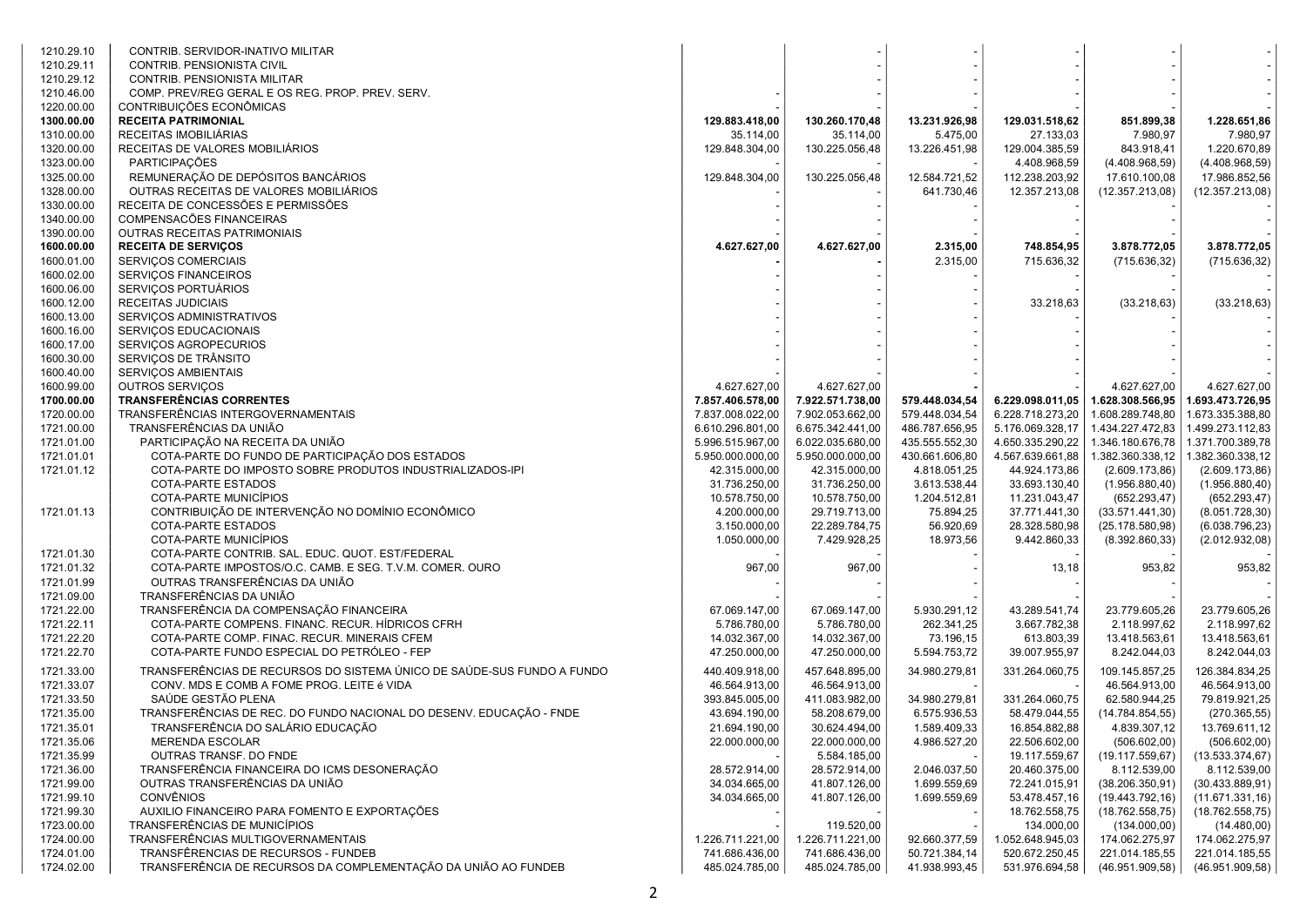| | | | | | | | |
|---|---|---|---|---|---|---|---|
| 1210.29.10 | CONTRIB. SERVIDOR-INATIVO MILITAR | | - | - | - | - | - |
| 1210.29.11 | CONTRIB. PENSIONISTA CIVIL | | - | - | - | - | - |
| 1210.29.12 | CONTRIB. PENSIONISTA MILITAR | | - | - | - | - | - |
| 1210.46.00 | COMP. PREV/REG GERAL E OS REG. PROP. PREV. SERV. | - | - | - | - | - | - |
| 1220.00.00 | CONTRIBUIÇÕES ECONÔMICAS | | - | - | - | - | - |
| **1300.00.00** | **RECEITA PATRIMONIAL** | **129.883.418,00** | **130.260.170,48** | **13.231.926,98** | **129.031.518,62** | **851.899,38** | **1.228.651,86** |
| 1310.00.00 | RECEITAS IMOBILIÁRIAS | 35.114,00 | 35.114,00 | 5.475,00 | 27.133,03 | 7.980,97 | 7.980,97 |
| 1320.00.00 | RECEITAS DE VALORES MOBILIÁRIOS | 129.848.304,00 | 130.225.056,48 | 13.226.451,98 | 129.004.385,59 | 843.918,41 | 1.220.670,89 |
| 1323.00.00 | PARTICIPAÇÕES | | - | - | 4.408.968,59 | (4.408.968,59) | (4.408.968,59) |
| 1325.00.00 | REMUNERAÇÃO DE DEPÓSITOS BANCÁRIOS | 129.848.304,00 | 130.225.056,48 | 12.584.721,52 | 112.238.203,92 | 17.610.100,08 | 17.986.852,56 |
| 1328.00.00 | OUTRAS RECEITAS DE VALORES MOBILIÁRIOS | | - | 641.730,46 | 12.357.213,08 | (12.357.213,08) | (12.357.213,08) |
| 1330.00.00 | RECEITA DE CONCESSÕES E PERMISSÕES | | - | - | - | - | - |
| 1340.00.00 | COMPENSACÕES FINANCEIRAS | | - | - | - | - | - |
| 1390.00.00 | OUTRAS RECEITAS PATRIMONIAIS | | - | - | - | - | - |
| **1600.00.00** | **RECEITA DE SERVIÇOS** | **4.627.627,00** | **4.627.627,00** | **2.315,00** | **748.854,95** | **3.878.772,05** | **3.878.772,05** |
| 1600.01.00 | SERVIÇOS COMERCIAIS | **-** | **-** | 2.315,00 | 715.636,32 | (715.636,32) | (715.636,32) |
| 1600.02.00 | SERVIÇOS FINANCEIROS | | - | - | - | - | - |
| 1600.06.00 | SERVIÇOS PORTUÁRIOS | | - | - | - | - | - |
| 1600.12.00 | RECEITAS JUDICIAIS | | - | - | 33.218,63 | (33.218,63) | (33.218,63) |
| 1600.13.00 | SERVIÇOS ADMINISTRATIVOS | | - | - | - | - | - |
| 1600.16.00 | SERVIÇOS EDUCACIONAIS | | - | - | - | - | - |
| 1600.17.00 | SERVIÇOS AGROPECURIOS | | - | - | - | - | - |
| 1600.30.00 | SERVIÇOS DE TRÂNSITO | | - | - | - | - | - |
| 1600.40.00 | SERVIÇOS AMBIENTAIS | | - | - | - | - | - |
| 1600.99.00 | OUTROS SERVIÇOS | 4.627.627,00 | 4.627.627,00 | - | - | 4.627.627,00 | 4.627.627,00 |
| **1700.00.00** | **TRANSFERÊNCIAS CORRENTES** | **7.857.406.578,00** | **7.922.571.738,00** | **579.448.034,54** | **6.229.098.011,05** | **1.628.308.566,95** | **1.693.473.726,95** |
| 1720.00.00 | TRANSFERÊNCIAS INTERGOVERNAMENTAIS | 7.837.008.022,00 | 7.902.053.662,00 | 579.448.034,54 | 6.228.718.273,20 | 1.608.289.748,80 | 1.673.335.388,80 |
| 1721.00.00 | TRANSFERÊNCIAS DA UNIÃO | 6.610.296.801,00 | 6.675.342.441,00 | 486.787.656,95 | 5.176.069.328,17 | 1.434.227.472,83 | 1.499.273.112,83 |
| 1721.01.00 | PARTICIPAÇÃO NA RECEITA DA UNIÃO | 5.996.515.967,00 | 6.022.035.680,00 | 435.555.552,30 | 4.650.335.290,22 | 1.346.180.676,78 | 1.371.700.389,78 |
| 1721.01.01 | COTA-PARTE DO FUNDO DE PARTICIPAÇÃO DOS ESTADOS | 5.950.000.000,00 | 5.950.000.000,00 | 430.661.606,80 | 4.567.639.661,88 | 1.382.360.338,12 | 1.382.360.338,12 |
| 1721.01.12 | COTA-PARTE DO IMPOSTO SOBRE PRODUTOS INDUSTRIALIZADOS-IPI | 42.315.000,00 | 42.315.000,00 | 4.818.051,25 | 44.924.173,86 | (2.609.173,86) | (2.609.173,86) |
| | COTA-PARTE ESTADOS | 31.736.250,00 | 31.736.250,00 | 3.613.538,44 | 33.693.130,40 | (1.956.880,40) | (1.956.880,40) |
| | COTA-PARTE MUNICÍPIOS | 10.578.750,00 | 10.578.750,00 | 1.204.512,81 | 11.231.043,47 | (652.293,47) | (652.293,47) |
| 1721.01.13 | CONTRIBUIÇÃO DE INTERVENÇÃO NO DOMÍNIO ECONÔMICO | 4.200.000,00 | 29.719.713,00 | 75.894,25 | 37.771.441,30 | (33.571.441,30) | (8.051.728,30) |
| | COTA-PARTE ESTADOS | 3.150.000,00 | 22.289.784,75 | 56.920,69 | 28.328.580,98 | (25.178.580,98) | (6.038.796,23) |
| | COTA-PARTE MUNICÍPIOS | 1.050.000,00 | 7.429.928,25 | 18.973,56 | 9.442.860,33 | (8.392.860,33) | (2.012.932,08) |
| 1721.01.30 | COTA-PARTE CONTRIB. SAL. EDUC. QUOT. EST/FEDERAL | | - | - | - | - | - |
| 1721.01.32 | COTA-PARTE IMPOSTOS/O.C. CAMB. E SEG. T.V.M. COMER. OURO | 967,00 | 967,00 | - | 13,18 | 953,82 | 953,82 |
| 1721.01.99 | OUTRAS TRANSFERÊNCIAS DA UNIÃO | | - | - | - | - | - |
| 1721.09.00 | TRANSFERÊNCIAS DA UNIÃO | | - | - | - | - | - |
| 1721.22.00 | TRANSFERÊNCIA DA COMPENSAÇÃO FINANCEIRA | 67.069.147,00 | 67.069.147,00 | 5.930.291,12 | 43.289.541,74 | 23.779.605,26 | 23.779.605,26 |
| 1721.22.11 | COTA-PARTE COMPENS. FINANC. RECUR. HÍDRICOS CFRH | 5.786.780,00 | 5.786.780,00 | 262.341,25 | 3.667.782,38 | 2.118.997,62 | 2.118.997,62 |
| 1721.22.20 | COTA-PARTE COMP. FINAC. RECUR. MINERAIS CFEM | 14.032.367,00 | 14.032.367,00 | 73.196,15 | 613.803,39 | 13.418.563,61 | 13.418.563,61 |
| 1721.22.70 | COTA-PARTE FUNDO ESPECIAL DO PETRÓLEO - FEP | 47.250.000,00 | 47.250.000,00 | 5.594.753,72 | 39.007.955,97 | 8.242.044,03 | 8.242.044,03 |
| 1721.33.00 | TRANSFERÊNCIAS DE RECURSOS DO SISTEMA ÚNICO DE SAÚDE-SUS FUNDO A FUNDO | 440.409.918,00 | 457.648.895,00 | 34.980.279,81 | 331.264.060,75 | 109.145.857,25 | 126.384.834,25 |
| 1721.33.07 | CONV. MDS E COMB A FOME PROG. LEITE é VIDA | 46.564.913,00 | 46.564.913,00 | | - | 46.564.913,00 | 46.564.913,00 |
| 1721.33.50 | SAÚDE GESTÃO PLENA | 393.845.005,00 | 411.083.982,00 | 34.980.279,81 | 331.264.060,75 | 62.580.944,25 | 79.819.921,25 |
| 1721.35.00 | TRANSFERÊNCIAS DE REC. DO FUNDO NACIONAL DO DESENV. EDUCAÇÃO - FNDE | 43.694.190,00 | 58.208.679,00 | 6.575.936,53 | 58.479.044,55 | (14.784.854,55) | (270.365,55) |
| 1721.35.01 | TRANSFERÊNCIA DO SALÁRIO EDUCAÇÃO | 21.694.190,00 | 30.624.494,00 | 1.589.409,33 | 16.854.882,88 | 4.839.307,12 | 13.769.611,12 |
| 1721.35.06 | MERENDA ESCOLAR | 22.000.000,00 | 22.000.000,00 | 4.986.527,20 | 22.506.602,00 | (506.602,00) | (506.602,00) |
| 1721.35.99 | OUTRAS TRANSF. DO FNDE | - | 5.584.185,00 | - | 19.117.559,67 | (19.117.559,67) | (13.533.374,67) |
| 1721.36.00 | TRANSFERÊNCIA FINANCEIRA DO ICMS DESONERAÇÃO | 28.572.914,00 | 28.572.914,00 | 2.046.037,50 | 20.460.375,00 | 8.112.539,00 | 8.112.539,00 |
| 1721.99.00 | OUTRAS TRANSFERÊNCIAS DA UNIÃO | 34.034.665,00 | 41.807.126,00 | 1.699.559,69 | 72.241.015,91 | (38.206.350,91) | (30.433.889,91) |
| 1721.99.10 | CONVÊNIOS | 34.034.665,00 | 41.807.126,00 | 1.699.559,69 | 53.478.457,16 | (19.443.792,16) | (11.671.331,16) |
| 1721.99.30 | AUXILIO FINANCEIRO PARA FOMENTO E EXPORTAÇÕES | - | - | - | 18.762.558,75 | (18.762.558,75) | (18.762.558,75) |
| 1723.00.00 | TRANSFERÊNCIAS DE MUNICÍPIOS | - | 119.520,00 | - | 134.000,00 | (134.000,00) | (14.480,00) |
| 1724.00.00 | TRANSFERÊNCIAS MULTIGOVERNAMENTAIS | 1.226.711.221,00 | 1.226.711.221,00 | 92.660.377,59 | 1.052.648.945,03 | 174.062.275,97 | 174.062.275,97 |
| 1724.01.00 | TRANSFÊRENCIAS DE RECURSOS - FUNDEB | 741.686.436,00 | 741.686.436,00 | 50.721.384,14 | 520.672.250,45 | 221.014.185,55 | 221.014.185,55 |
| 1724.02.00 | TRANSFERÊNCIA DE RECURSOS DA COMPLEMENTAÇÃO DA UNIÃO AO FUNDEB | 485.024.785,00 | 485.024.785,00 | 41.938.993,45 | 531.976.694,58 | (46.951.909,58) | (46.951.909,58) |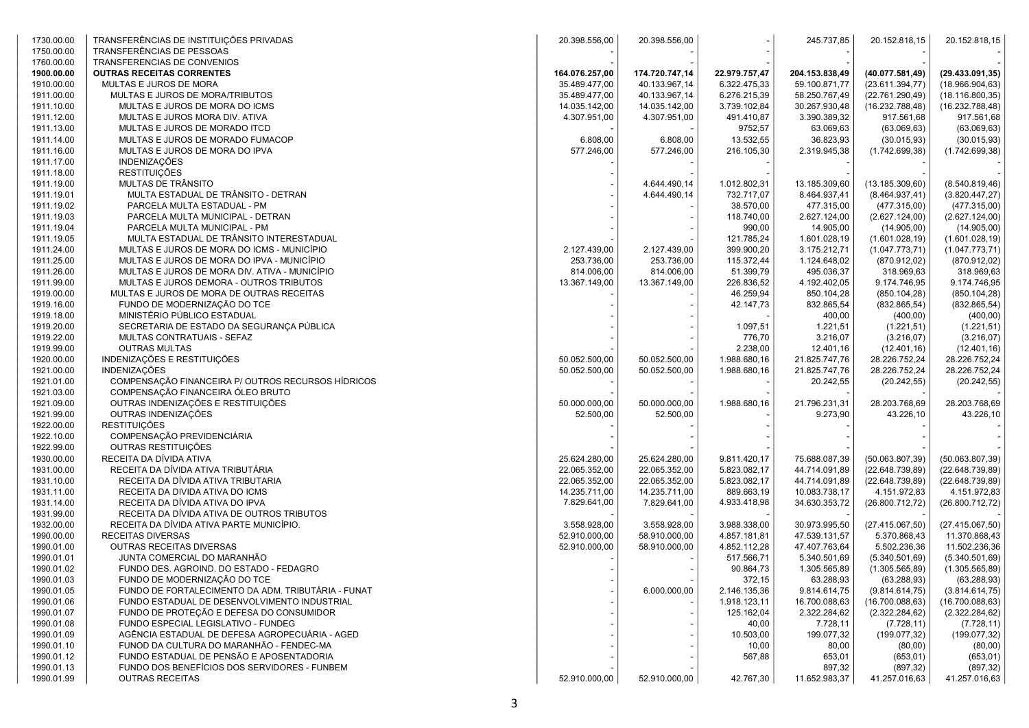| | | | | | | | |
|---|---|---|---|---|---|---|---|
| 1730.00.00 | TRANSFERÊNCIAS DE INSTITUIÇÕES PRIVADAS | 20.398.556,00 | 20.398.556,00 | - | 245.737,85 | 20.152.818,15 | 20.152.818,15 |
| 1750.00.00 | TRANSFERÊNCIAS DE PESSOAS | - | - | - | - | - | - |
| 1760.00.00 | TRANSFERENCIAS DE CONVENIOS | - | - | - | - | - | - |
| **1900.00.00** | **OUTRAS RECEITAS CORRENTES** | **164.076.257,00** | **174.720.747,14** | **22.979.757,47** | **204.153.838,49** | **(40.077.581,49)** | **(29.433.091,35)** |
| 1910.00.00 | MULTAS E JUROS DE MORA | 35.489.477,00 | 40.133.967,14 | 6.322.475,33 | 59.100.871,77 | (23.611.394,77) | (18.966.904,63) |
| 1911.00.00 | MULTAS E JUROS DE MORA/TRIBUTOS | 35.489.477,00 | 40.133.967,14 | 6.276.215,39 | 58.250.767,49 | (22.761.290,49) | (18.116.800,35) |
| 1911.10.00 | MULTAS E JUROS DE MORA DO ICMS | 14.035.142,00 | 14.035.142,00 | 3.739.102,84 | 30.267.930,48 | (16.232.788,48) | (16.232.788,48) |
| 1911.12.00 | MULTAS E JUROS MORA DIV. ATIVA | 4.307.951,00 | 4.307.951,00 | 491.410,87 | 3.390.389,32 | 917.561,68 | 917.561,68 |
| 1911.13.00 | MULTAS E JUROS DE MORADO ITCD | - | - | 9752,57 | 63.069,63 | (63.069,63) | (63.069,63) |
| 1911.14.00 | MULTAS E JUROS DE MORADO FUMACOP | 6.808,00 | 6.808,00 | 13.532,55 | 36.823,93 | (30.015,93) | (30.015,93) |
| 1911.16.00 | MULTAS E JUROS DE MORA DO IPVA | 577.246,00 | 577.246,00 | 216.105,30 | 2.319.945,38 | (1.742.699,38) | (1.742.699,38) |
| 1911.17.00 | INDENIZAÇÕES | - | - | - | - | - | - |
| 1911.18.00 | RESTITUIÇÕES | - | - | - | - | - | - |
| 1911.19.00 | MULTAS DE TRÂNSITO | - | 4.644.490,14 | 1.012.802,31 | 13.185.309,60 | (13.185.309,60) | (8.540.819,46) |
| 1911.19.01 | MULTA ESTADUAL DE TRÂNSITO - DETRAN | - | 4.644.490,14 | 732.717,07 | 8.464.937,41 | (8.464.937,41) | (3.820.447,27) |
| 1911.19.02 | PARCELA MULTA ESTADUAL - PM | - | - | 38.570,00 | 477.315,00 | (477.315,00) | (477.315,00) |
| 1911.19.03 | PARCELA MULTA MUNICIPAL - DETRAN | - | - | 118.740,00 | 2.627.124,00 | (2.627.124,00) | (2.627.124,00) |
| 1911.19.04 | PARCELA MULTA MUNICIPAL - PM | - | - | 990,00 | 14.905,00 | (14.905,00) | (14.905,00) |
| 1911.19.05 | MULTA ESTADUAL DE TRÂNSITO INTERESTADUAL | - | - | 121.785,24 | 1.601.028,19 | (1.601.028,19) | (1.601.028,19) |
| 1911.24.00 | MULTAS E JUROS DE MORA DO ICMS - MUNICÍPIO | 2.127.439,00 | 2.127.439,00 | 399.900,20 | 3.175.212,71 | (1.047.773,71) | (1.047.773,71) |
| 1911.25.00 | MULTAS E JUROS DE MORA DO IPVA - MUNICÍPIO | 253.736,00 | 253.736,00 | 115.372,44 | 1.124.648,02 | (870.912,02) | (870.912,02) |
| 1911.26.00 | MULTAS E JUROS DE MORA DIV. ATIVA - MUNICÍPIO | 814.006,00 | 814.006,00 | 51.399,79 | 495.036,37 | 318.969,63 | 318.969,63 |
| 1911.99.00 | MULTAS E JUROS DEMORA - OUTROS TRIBUTOS | 13.367.149,00 | 13.367.149,00 | 226.836,52 | 4.192.402,05 | 9.174.746,95 | 9.174.746,95 |
| 1919.00.00 | MULTAS E JUROS DE MORA DE OUTRAS RECEITAS | - | - | 46.259,94 | 850.104,28 | (850.104,28) | (850.104,28) |
| 1919.16.00 | FUNDO DE MODERNIZAÇÃO DO TCE | - | - | 42.147,73 | 832.865,54 | (832.865,54) | (832.865,54) |
| 1919.18.00 | MINISTÉRIO PÚBLICO ESTADUAL | - | - | - | 400,00 | (400,00) | (400,00) |
| 1919.20.00 | SECRETARIA DE ESTADO DA SEGURANÇA PÚBLICA | - | - | 1.097,51 | 1.221,51 | (1.221,51) | (1.221,51) |
| 1919.22.00 | MULTAS CONTRATUAIS - SEFAZ | - | - | 776,70 | 3.216,07 | (3.216,07) | (3.216,07) |
| 1919.99.00 | OUTRAS MULTAS | - | - | 2.238,00 | 12.401,16 | (12.401,16) | (12.401,16) |
| 1920.00.00 | INDENIZAÇÕES E RESTITUIÇÕES | 50.052.500,00 | 50.052.500,00 | 1.988.680,16 | 21.825.747,76 | 28.226.752,24 | 28.226.752,24 |
| 1921.00.00 | INDENIZAÇÕES | 50.052.500,00 | 50.052.500,00 | 1.988.680,16 | 21.825.747,76 | 28.226.752,24 | 28.226.752,24 |
| 1921.01.00 | COMPENSAÇÃO FINANCEIRA P/ OUTROS RECURSOS HÍDRICOS | - | - | - | 20.242,55 | (20.242,55) | (20.242,55) |
| 1921.03.00 | COMPENSAÇÃO FINANCEIRA ÓLEO BRUTO | - | - | - | - | - | - |
| 1921.09.00 | OUTRAS INDENIZAÇÕES E RESTITUIÇÕES | 50.000.000,00 | 50.000.000,00 | 1.988.680,16 | 21.796.231,31 | 28.203.768,69 | 28.203.768,69 |
| 1921.99.00 | OUTRAS INDENIZAÇÕES | 52.500,00 | 52.500,00 | - | 9.273,90 | 43.226,10 | 43.226,10 |
| 1922.00.00 | RESTITUIÇÕES | - | - | - | - | - | - |
| 1922.10.00 | COMPENSAÇÃO PREVIDENCIÁRIA | - | - | - | - | - | - |
| 1922.99.00 | OUTRAS RESTITUIÇÕES | - | - | - | - | - | - |
| 1930.00.00 | RECEITA DA DÍVIDA ATIVA | 25.624.280,00 | 25.624.280,00 | 9.811.420,17 | 75.688.087,39 | (50.063.807,39) | (50.063.807,39) |
| 1931.00.00 | RECEITA DA DÍVIDA ATIVA TRIBUTÁRIA | 22.065.352,00 | 22.065.352,00 | 5.823.082,17 | 44.714.091,89 | (22.648.739,89) | (22.648.739,89) |
| 1931.10.00 | RECEITA DA DÍVIDA ATIVA TRIBUTARIA | 22.065.352,00 | 22.065.352,00 | 5.823.082,17 | 44.714.091,89 | (22.648.739,89) | (22.648.739,89) |
| 1931.11.00 | RECEITA DA DIVIDA ATIVA DO ICMS | 14.235.711,00 | 14.235.711,00 | 889.663,19 | 10.083.738,17 | 4.151.972,83 | 4.151.972,83 |
| 1931.14.00 | RECEITA DA DÍVIDA ATIVA DO IPVA | 7.829.641,00 | 7.829.641,00 | 4.933.418,98 | 34.630.353,72 | (26.800.712,72) | (26.800.712,72) |
| 1931.99.00 | RECEITA DA DÍVIDA ATIVA DE OUTROS TRIBUTOS | - | - | - | - | - | - |
| 1932.00.00 | RECEITA DA DÍVIDA ATIVA PARTE MUNICÍPIO. | 3.558.928,00 | 3.558.928,00 | 3.988.338,00 | 30.973.995,50 | (27.415.067,50) | (27.415.067,50) |
| 1990.00.00 | RECEITAS DIVERSAS | 52.910.000,00 | 58.910.000,00 | 4.857.181,81 | 47.539.131,57 | 5.370.868,43 | 11.370.868,43 |
| 1990.01.00 | OUTRAS RECEITAS DIVERSAS | 52.910.000,00 | 58.910.000,00 | 4.852.112,28 | 47.407.763,64 | 5.502.236,36 | 11.502.236,36 |
| 1990.01.01 | JUNTA COMERCIAL DO MARANHÃO | - | - | 517.566,71 | 5.340.501,69 | (5.340.501,69) | (5.340.501,69) |
| 1990.01.02 | FUNDO DES. AGROIND. DO ESTADO - FEDAGRO | - | - | 90.864,73 | 1.305.565,89 | (1.305.565,89) | (1.305.565,89) |
| 1990.01.03 | FUNDO DE MODERNIZAÇÃO DO TCE | - | - | 372,15 | 63.288,93 | (63.288,93) | (63.288,93) |
| 1990.01.05 | FUNDO DE FORTALECIMENTO DA ADM. TRIBUTÁRIA - FUNAT | - | 6.000.000,00 | 2.146.135,36 | 9.814.614,75 | (9.814.614,75) | (3.814.614,75) |
| 1990.01.06 | FUNDO ESTADUAL DE DESENVOLVIMENTO INDUSTRIAL | - | - | 1.918.123,11 | 16.700.088,63 | (16.700.088,63) | (16.700.088,63) |
| 1990.01.07 | FUNDO DE PROTEÇÃO E DEFESA DO CONSUMIDOR | - | - | 125.162,04 | 2.322.284,62 | (2.322.284,62) | (2.322.284,62) |
| 1990.01.08 | FUNDO ESPECIAL LEGISLATIVO - FUNDEG | - | - | 40,00 | 7.728,11 | (7.728,11) | (7.728,11) |
| 1990.01.09 | AGÊNCIA ESTADUAL DE DEFESA AGROPECUÁRIA - AGED | - | - | 10.503,00 | 199.077,32 | (199.077,32) | (199.077,32) |
| 1990.01.10 | FUNOD DA CULTURA DO MARANHÃO - FENDEC-MA | - | - | 10,00 | 80,00 | (80,00) | (80,00) |
| 1990.01.12 | FUNDO ESTADUAL DE PENSÃO E APOSENTADORIA | - | - | 567,88 | 653,01 | (653,01) | (653,01) |
| 1990.01.13 | FUNDO DOS BENEFÍCIOS DOS SERVIDORES - FUNBEM | - | - | | 897,32 | (897,32) | (897,32) |
| 1990.01.99 | OUTRAS RECEITAS | 52.910.000,00 | 52.910.000,00 | 42.767,30 | 11.652.983,37 | 41.257.016,63 | 41.257.016,63 |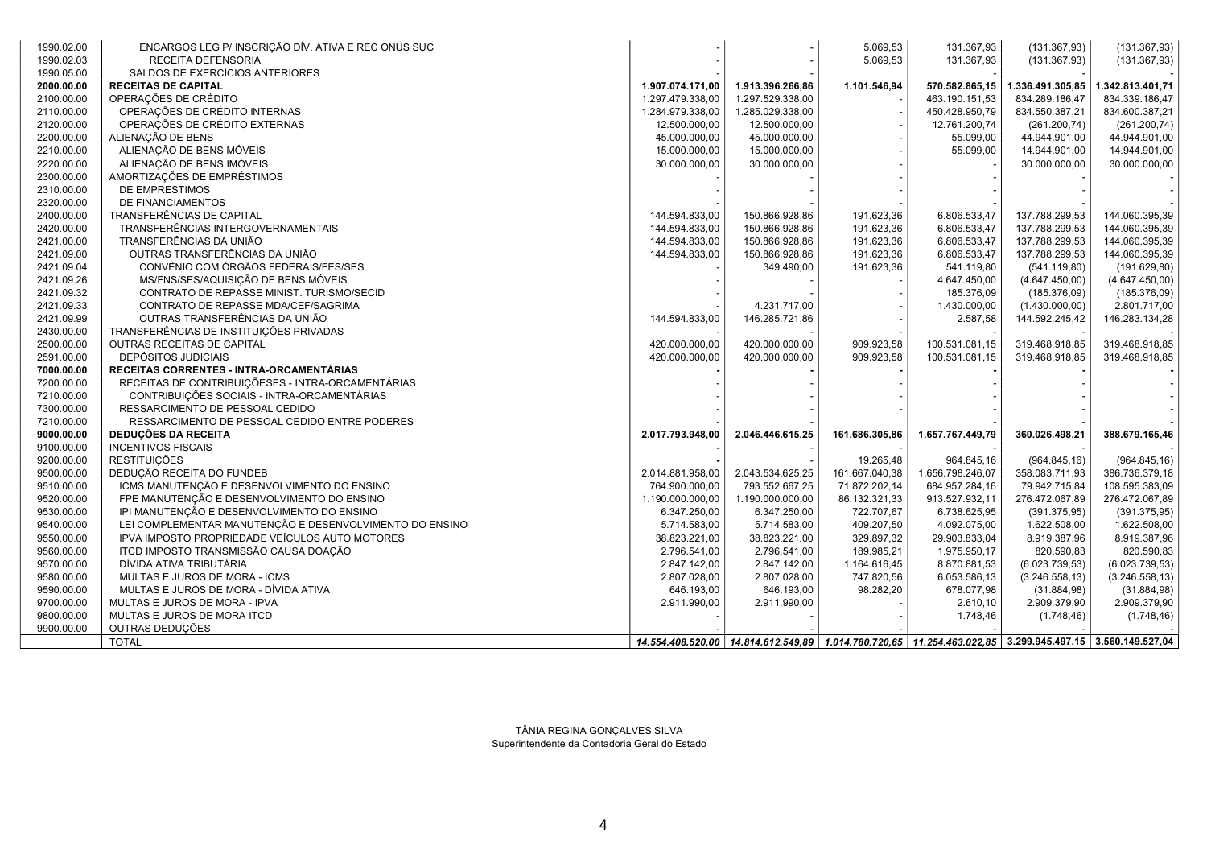| | | | | | | | |
|---|---|---|---|---|---|---|---|
| 1990.02.00 | ENCARGOS LEG P/ INSCRIÇÃO DÍV. ATIVA E REC ONUS SUC | - | - | 5.069,53 | 131.367,93 | (131.367,93) | (131.367,93) |
| 1990.02.03 | RECEITA DEFENSORIA | - | - | 5.069,53 | 131.367,93 | (131.367,93) | (131.367,93) |
| 1990.05.00 | SALDOS DE EXERCÍCIOS ANTERIORES | - | | | | | |
| **2000.00.00** | **RECEITAS DE CAPITAL** | **1.907.074.171,00** | **1.913.396.266,86** | **1.101.546,94** | **570.582.865,15** | **1.336.491.305,85** | **1.342.813.401,71** |
| 2100.00.00 | OPERAÇÕES DE CRÉDITO | 1.297.479.338,00 | 1.297.529.338,00 | - | 463.190.151,53 | 834.289.186,47 | 834.339.186,47 |
| 2110.00.00 | OPERAÇÕES DE CRÉDITO INTERNAS | 1.284.979.338,00 | 1.285.029.338,00 | - | 450.428.950,79 | 834.550.387,21 | 834.600.387,21 |
| 2120.00.00 | OPERAÇÕES DE CRÉDITO EXTERNAS | 12.500.000,00 | 12.500.000,00 | - | 12.761.200,74 | (261.200,74) | (261.200,74) |
| 2200.00.00 | ALIENAÇÃO DE BENS | 45.000.000,00 | 45.000.000,00 | - | 55.099,00 | 44.944.901,00 | 44.944.901,00 |
| 2210.00.00 | ALIENAÇÃO DE BENS MÓVEIS | 15.000.000,00 | 15.000.000,00 | - | 55.099,00 | 14.944.901,00 | 14.944.901,00 |
| 2220.00.00 | ALIENAÇÃO DE BENS IMÓVEIS | 30.000.000,00 | 30.000.000,00 | - | - | 30.000.000,00 | 30.000.000,00 |
| 2300.00.00 | AMORTIZAÇÕES DE EMPRÉSTIMOS | - | - | - | - | - | - |
| 2310.00.00 | DE EMPRESTIMOS | - | - | - | - | - | - |
| 2320.00.00 | DE FINANCIAMENTOS | - | - | - | - | - | - |
| 2400.00.00 | TRANSFERÊNCIAS DE CAPITAL | 144.594.833,00 | 150.866.928,86 | 191.623,36 | 6.806.533,47 | 137.788.299,53 | 144.060.395,39 |
| 2420.00.00 | TRANSFERÊNCIAS INTERGOVERNAMENTAIS | 144.594.833,00 | 150.866.928,86 | 191.623,36 | 6.806.533,47 | 137.788.299,53 | 144.060.395,39 |
| 2421.00.00 | TRANSFERÊNCIAS DA UNIÃO | 144.594.833,00 | 150.866.928,86 | 191.623,36 | 6.806.533,47 | 137.788.299,53 | 144.060.395,39 |
| 2421.09.00 | OUTRAS TRANSFERÊNCIAS DA UNIÃO | 144.594.833,00 | 150.866.928,86 | 191.623,36 | 6.806.533,47 | 137.788.299,53 | 144.060.395,39 |
| 2421.09.04 | CONVÊNIO COM ÓRGÃOS FEDERAIS/FES/SES | - | 349.490,00 | 191.623,36 | 541.119,80 | (541.119,80) | (191.629,80) |
| 2421.09.26 | MS/FNS/SES/AQUISIÇÃO DE BENS MÓVEIS | - | - | - | 4.647.450,00 | (4.647.450,00) | (4.647.450,00) |
| 2421.09.32 | CONTRATO DE REPASSE MINIST. TURISMO/SECID | - | - | - | 185.376,09 | (185.376,09) | (185.376,09) |
| 2421.09.33 | CONTRATO DE REPASSE MDA/CEF/SAGRIMA | - | 4.231.717,00 | - | 1.430.000,00 | (1.430.000,00) | 2.801.717,00 |
| 2421.09.99 | OUTRAS TRANSFERÊNCIAS DA UNIÃO | 144.594.833,00 | 146.285.721,86 | - | 2.587,58 | 144.592.245,42 | 146.283.134,28 |
| 2430.00.00 | TRANSFERÊNCIAS DE INSTITUIÇÕES PRIVADAS | - | - | - | - | - | - |
| 2500.00.00 | OUTRAS RECEITAS DE CAPITAL | 420.000.000,00 | 420.000.000,00 | 909.923,58 | 100.531.081,15 | 319.468.918,85 | 319.468.918,85 |
| 2591.00.00 | DEPÓSITOS JUDICIAIS | 420.000.000,00 | 420.000.000,00 | 909.923,58 | 100.531.081,15 | 319.468.918,85 | 319.468.918,85 |
| **7000.00.00** | **RECEITAS CORRENTES - INTRA-ORCAMENTÁRIAS** | **-** | **-** | **-** | **-** | **-** | **-** |
| 7200.00.00 | RECEITAS DE CONTRIBUIÇÕESES - INTRA-ORCAMENTÁRIAS | - | - | - | - | - | - |
| 7210.00.00 | CONTRIBUIÇÕES SOCIAIS - INTRA-ORCAMENTÁRIAS | - | - | - | - | - | - |
| 7300.00.00 | RESSARCIMENTO DE PESSOAL CEDIDO | - | - | - | - | - | - |
| 7210.00.00 | RESSARCIMENTO DE PESSOAL CEDIDO ENTRE PODERES | - | - | - | - | - | - |
| **9000.00.00** | **DEDUÇÕES DA RECEITA** | **2.017.793.948,00** | **2.046.446.615,25** | **161.686.305,86** | **1.657.767.449,79** | **360.026.498,21** | **388.679.165,46** |
| 9100.00.00 | INCENTIVOS FISCAIS | **-** | - | - | - | - | - |
| 9200.00.00 | RESTITUIÇÕES | **-** | - | 19.265,48 | 964.845,16 | (964.845,16) | (964.845,16) |
| 9500.00.00 | DEDUÇÃO RECEITA DO FUNDEB | 2.014.881.958,00 | 2.043.534.625,25 | 161.667.040,38 | 1.656.798.246,07 | 358.083.711,93 | 386.736.379,18 |
| 9510.00.00 | ICMS MANUTENÇÃO E DESENVOLVIMENTO DO ENSINO | 764.900.000,00 | 793.552.667,25 | 71.872.202,14 | 684.957.284,16 | 79.942.715,84 | 108.595.383,09 |
| 9520.00.00 | FPE MANUTENÇÃO E DESENVOLVIMENTO DO ENSINO | 1.190.000.000,00 | 1.190.000.000,00 | 86.132.321,33 | 913.527.932,11 | 276.472.067,89 | 276.472.067,89 |
| 9530.00.00 | IPI MANUTENÇÃO E DESENVOLVIMENTO DO ENSINO | 6.347.250,00 | 6.347.250,00 | 722.707,67 | 6.738.625,95 | (391.375,95) | (391.375,95) |
| 9540.00.00 | LEI COMPLEMENTAR MANUTENÇÃO E DESENVOLVIMENTO DO ENSINO | 5.714.583,00 | 5.714.583,00 | 409.207,50 | 4.092.075,00 | 1.622.508,00 | 1.622.508,00 |
| 9550.00.00 | IPVA IMPOSTO PROPRIEDADE VEÍCULOS AUTO MOTORES | 38.823.221,00 | 38.823.221,00 | 329.897,32 | 29.903.833,04 | 8.919.387,96 | 8.919.387,96 |
| 9560.00.00 | ITCD IMPOSTO TRANSMISSÃO CAUSA DOAÇÃO | 2.796.541,00 | 2.796.541,00 | 189.985,21 | 1.975.950,17 | 820.590,83 | 820.590,83 |
| 9570.00.00 | DÍVIDA ATIVA TRIBUTÁRIA | 2.847.142,00 | 2.847.142,00 | 1.164.616,45 | 8.870.881,53 | (6.023.739,53) | (6.023.739,53) |
| 9580.00.00 | MULTAS E JUROS DE MORA - ICMS | 2.807.028,00 | 2.807.028,00 | 747.820,56 | 6.053.586,13 | (3.246.558,13) | (3.246.558,13) |
| 9590.00.00 | MULTAS E JUROS DE MORA - DÍVIDA ATIVA | 646.193,00 | 646.193,00 | 98.282,20 | 678.077,98 | (31.884,98) | (31.884,98) |
| 9700.00.00 | MULTAS E JUROS DE MORA - IPVA | 2.911.990,00 | 2.911.990,00 | - | 2.610,10 | 2.909.379,90 | 2.909.379,90 |
| 9800.00.00 | MULTAS E JUROS DE MORA ITCD | - | - | - | 1.748,46 | (1.748,46) | (1.748,46) |
| 9900.00.00 | OUTRAS DEDUÇÕES | - | - | - | - | - | - |
| | TOTAL | ***14.554.408.520,00*** | ***14.814.612.549,89*** | ***1.014.780.720,65*** | ***11.254.463.022,85*** | **3.299.945.497,15** | **3.560.149.527,04** |

TÂNIA REGINA GONÇALVES SILVA
Superintendente da Contadoria Geral do Estado